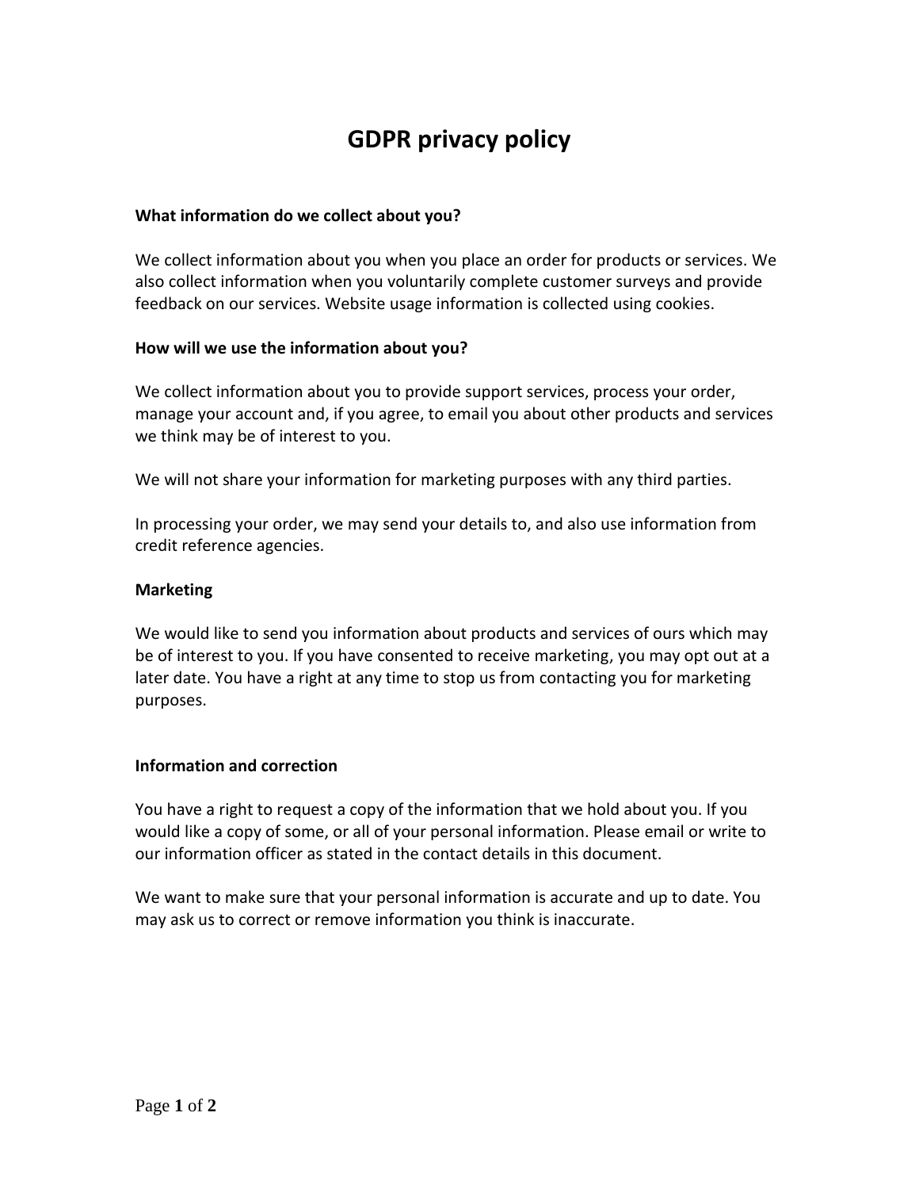# GDPR privacy policy

**What information do we collect about you?**

We collect information about you when you place an order for products or services. We also collect information when you voluntarily complete customer surveys and provide feedback on our services. Website usage information is collected using cookies.

**How will we use the information about you?**

We collect information about you to provide support services, process your order, manage your account and, if you agree, to email you about other products and services we think may be of interest to you.

We will not share your information for marketing purposes with any third parties.

In processing your order, we may send your details to, and also use information from credit reference agencies.

**Marketing**

We would like to send you information about products and services of ours which may be of interest to you. If you have consented to receive marketing, you may opt out at a later date. You have a right at any time to stop us from contacting you for marketing purposes.

**Information and correction**

You have a right to request a copy of the information that we hold about you. If you would like a copy of some, or all of your personal information. Please email or write to our information officer as stated in the contact details in this document.

We want to make sure that your personal information is accurate and up to date. You may ask us to correct or remove information you think is inaccurate.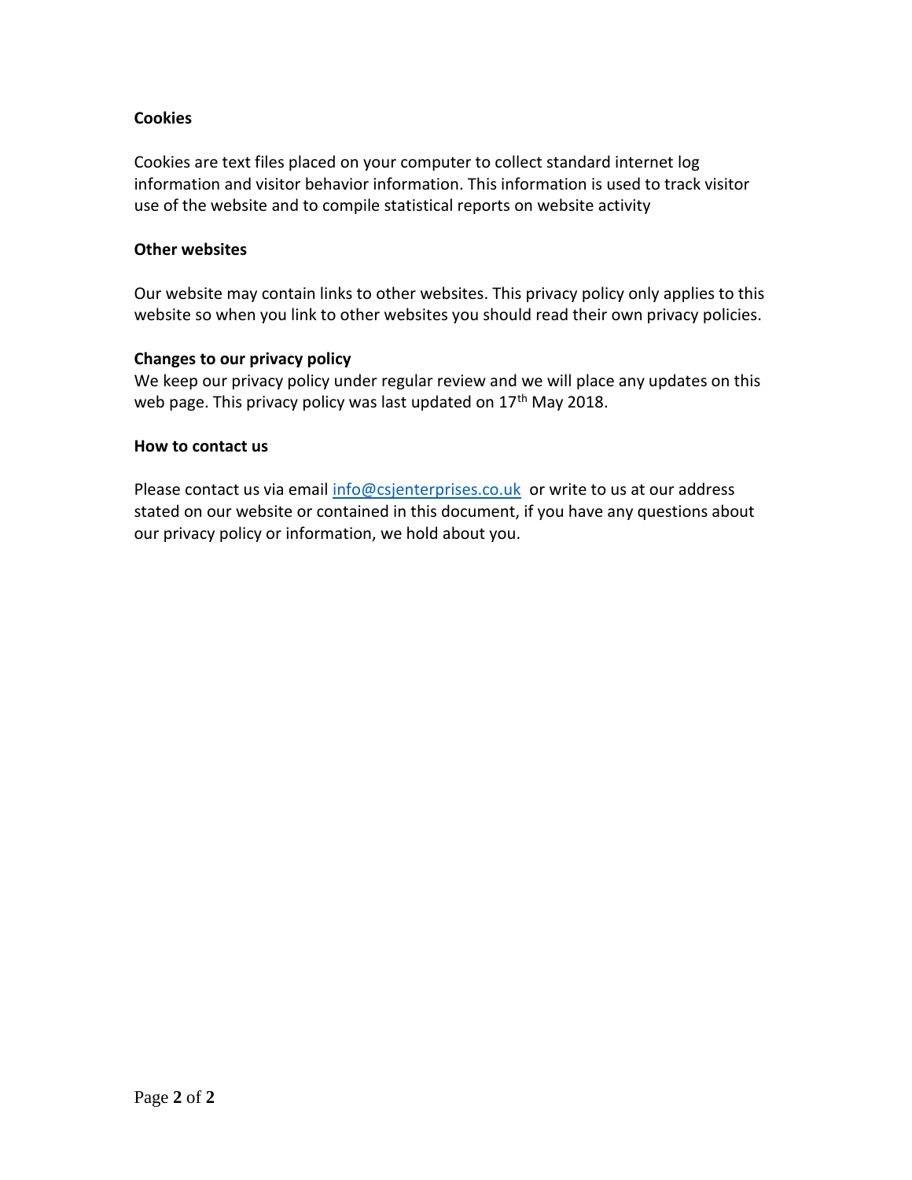**Cookies**

Cookies are text files placed on your computer to collect standard internet log information and visitor behavior information. This information is used to track visitor use of the website and to compile statistical reports on website activity

**Other websites**

Our website may contain links to other websites. This privacy policy only applies to this website so when you link to other websites you should read their own privacy policies.

**Changes to our privacy policy**

We keep our privacy policy under regular review and we will place any updates on this web page. This privacy policy was last updated on 17th May 2018.

**How to contact us**

Please contact us via email info@csjenterprises.co.uk or write to us at our address stated on our website or contained in this document, if you have any questions about our privacy policy or information, we hold about you.